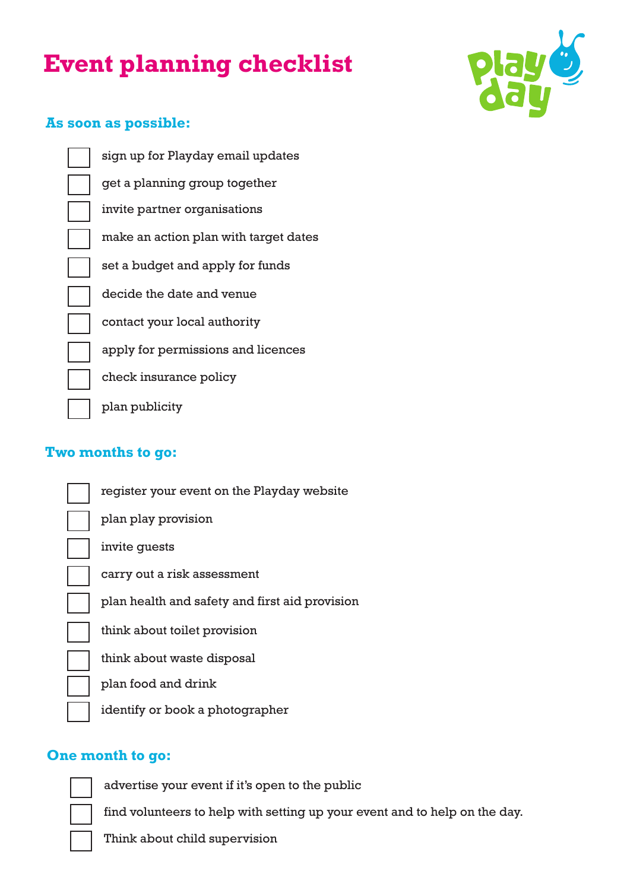# Event planning checklist

## As soon as possible:

- [ ] sign up for Playday email updates
- [ ] get a planning group together
- [ ] invite partner organisations
- [ ] make an action plan with target dates
- [ ] set a budget and apply for funds
- [ ] decide the date and venue
- [ ] contact your local authority
- [ ] apply for permissions and licences
- [ ] check insurance policy
- [ ] plan publicity

## Two months to go:

- [ ] register your event on the Playday website
- [ ] plan play provision
- [ ] invite guests
- [ ] carry out a risk assessment
- [ ] plan health and safety and first aid provision
- [ ] think about toilet provision
- [ ] think about waste disposal
- [ ] plan food and drink
- [ ] identify or book a photographer

## One month to go:

- [ ] advertise your event if it's open to the public
- [ ] find volunteers to help with setting up your event and to help on the day.
- [ ] Think about child supervision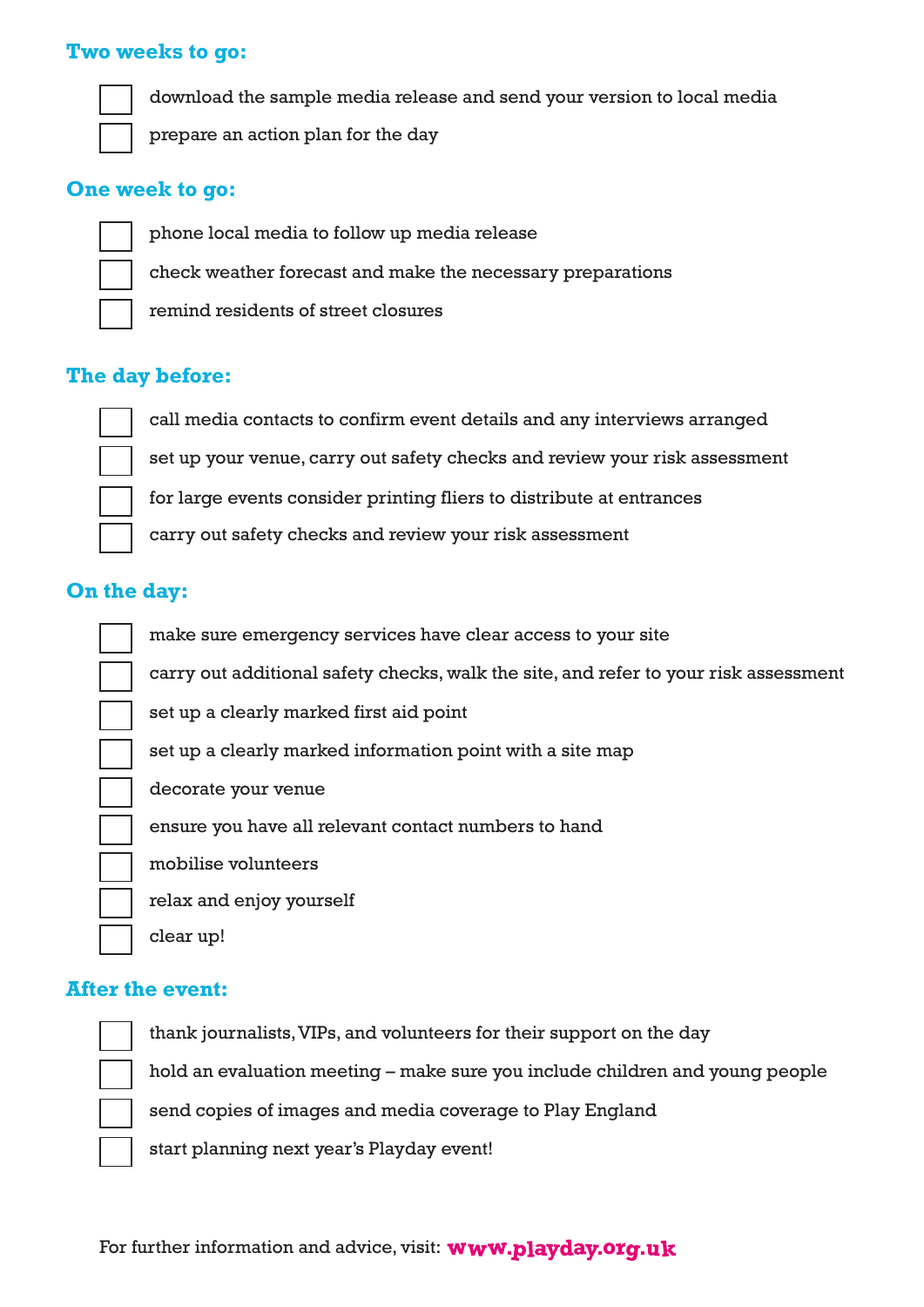## Two weeks to go:

- [ ] download the sample media release and send your version to local media
- [ ] prepare an action plan for the day

## One week to go:

- [ ] phone local media to follow up media release
- [ ] check weather forecast and make the necessary preparations
- [ ] remind residents of street closures

## The day before:

- [ ] call media contacts to confirm event details and any interviews arranged
- [ ] set up your venue, carry out safety checks and review your risk assessment
- [ ] for large events consider printing fliers to distribute at entrances
- [ ] carry out safety checks and review your risk assessment

## On the day:

- [ ] make sure emergency services have clear access to your site
- [ ] carry out additional safety checks, walk the site, and refer to your risk assessment
- [ ] set up a clearly marked first aid point
- [ ] set up a clearly marked information point with a site map
- [ ] decorate your venue
- [ ] ensure you have all relevant contact numbers to hand
- [ ] mobilise volunteers
- [ ] relax and enjoy yourself
- [ ] clear up!

## After the event:

- [ ] thank journalists, VIPs, and volunteers for their support on the day
- [ ] hold an evaluation meeting – make sure you include children and young people
- [ ] send copies of images and media coverage to Play England
- [ ] start planning next year's Playday event!

For further information and advice, visit: **www.playday.org.uk**